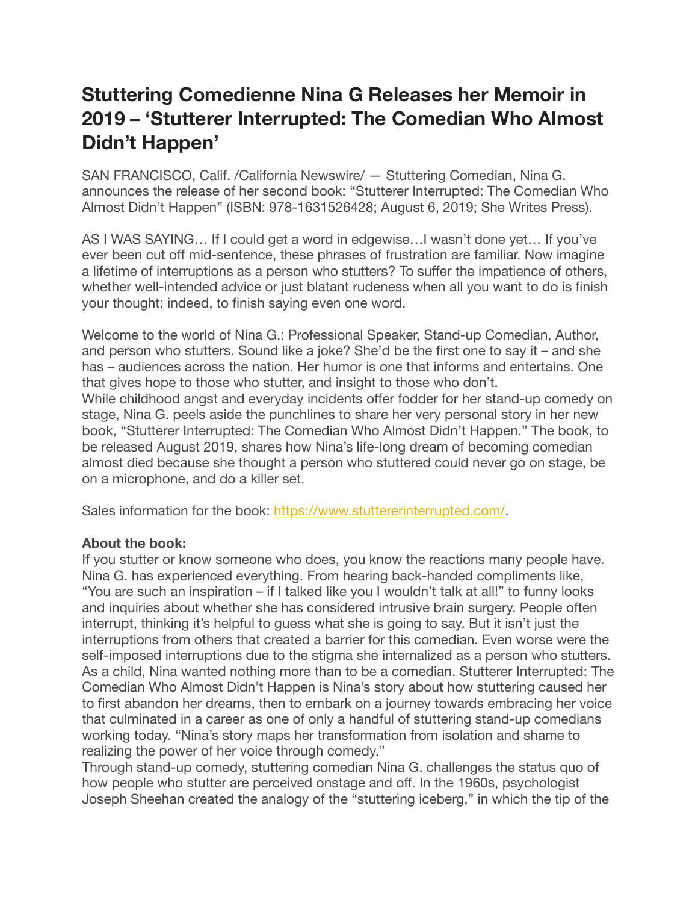# Stuttering Comedienne Nina G Releases her Memoir in 2019 – 'Stutterer Interrupted: The Comedian Who Almost Didn't Happen'

SAN FRANCISCO, Calif. /California Newswire/ — Stuttering Comedian, Nina G. announces the release of her second book: "Stutterer Interrupted: The Comedian Who Almost Didn't Happen" (ISBN: 978-1631526428; August 6, 2019; She Writes Press).

AS I WAS SAYING… If I could get a word in edgewise…I wasn't done yet… If you've ever been cut off mid-sentence, these phrases of frustration are familiar. Now imagine a lifetime of interruptions as a person who stutters? To suffer the impatience of others, whether well-intended advice or just blatant rudeness when all you want to do is finish your thought; indeed, to finish saying even one word.

Welcome to the world of Nina G.: Professional Speaker, Stand-up Comedian, Author, and person who stutters. Sound like a joke? She'd be the first one to say it – and she has – audiences across the nation. Her humor is one that informs and entertains. One that gives hope to those who stutter, and insight to those who don't.

While childhood angst and everyday incidents offer fodder for her stand-up comedy on stage, Nina G. peels aside the punchlines to share her very personal story in her new book, "Stutterer Interrupted: The Comedian Who Almost Didn't Happen." The book, to be released August 2019, shares how Nina's life-long dream of becoming comedian almost died because she thought a person who stuttered could never go on stage, be on a microphone, and do a killer set.

Sales information for the book: [https://www.stuttererinterrupted.com/](https://www.stuttererinterrupted.com/).

**About the book:**

If you stutter or know someone who does, you know the reactions many people have. Nina G. has experienced everything. From hearing back-handed compliments like, "You are such an inspiration – if I talked like you I wouldn't talk at all!" to funny looks and inquiries about whether she has considered intrusive brain surgery. People often interrupt, thinking it's helpful to guess what she is going to say. But it isn't just the interruptions from others that created a barrier for this comedian. Even worse were the self-imposed interruptions due to the stigma she internalized as a person who stutters. As a child, Nina wanted nothing more than to be a comedian. Stutterer Interrupted: The Comedian Who Almost Didn't Happen is Nina's story about how stuttering caused her to first abandon her dreams, then to embark on a journey towards embracing her voice that culminated in a career as one of only a handful of stuttering stand-up comedians working today. "Nina's story maps her transformation from isolation and shame to realizing the power of her voice through comedy."

Through stand-up comedy, stuttering comedian Nina G. challenges the status quo of how people who stutter are perceived onstage and off. In the 1960s, psychologist Joseph Sheehan created the analogy of the "stuttering iceberg," in which the tip of the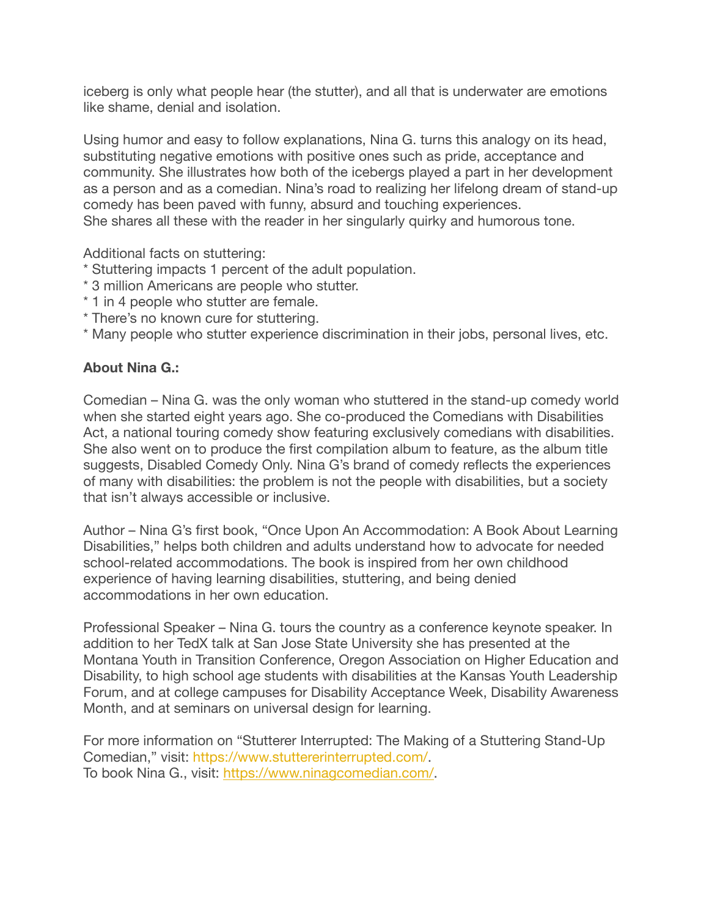iceberg is only what people hear (the stutter), and all that is underwater are emotions like shame, denial and isolation.

Using humor and easy to follow explanations, Nina G. turns this analogy on its head, substituting negative emotions with positive ones such as pride, acceptance and community. She illustrates how both of the icebergs played a part in her development as a person and as a comedian. Nina's road to realizing her lifelong dream of stand-up comedy has been paved with funny, absurd and touching experiences.
She shares all these with the reader in her singularly quirky and humorous tone.

Additional facts on stuttering:

* Stuttering impacts 1 percent of the adult population.
* 3 million Americans are people who stutter.
* 1 in 4 people who stutter are female.
* There's no known cure for stuttering.
* Many people who stutter experience discrimination in their jobs, personal lives, etc.

**About Nina G.:**

Comedian – Nina G. was the only woman who stuttered in the stand-up comedy world when she started eight years ago. She co-produced the Comedians with Disabilities Act, a national touring comedy show featuring exclusively comedians with disabilities. She also went on to produce the first compilation album to feature, as the album title suggests, Disabled Comedy Only. Nina G's brand of comedy reflects the experiences of many with disabilities: the problem is not the people with disabilities, but a society that isn't always accessible or inclusive.

Author – Nina G's first book, "Once Upon An Accommodation: A Book About Learning Disabilities," helps both children and adults understand how to advocate for needed school-related accommodations. The book is inspired from her own childhood experience of having learning disabilities, stuttering, and being denied accommodations in her own education.

Professional Speaker – Nina G. tours the country as a conference keynote speaker. In addition to her TedX talk at San Jose State University she has presented at the Montana Youth in Transition Conference, Oregon Association on Higher Education and Disability, to high school age students with disabilities at the Kansas Youth Leadership Forum, and at college campuses for Disability Acceptance Week, Disability Awareness Month, and at seminars on universal design for learning.

For more information on "Stutterer Interrupted: The Making of a Stuttering Stand-Up Comedian," visit: https://www.stuttererinterrupted.com/.
To book Nina G., visit: https://www.ninagcomedian.com/.